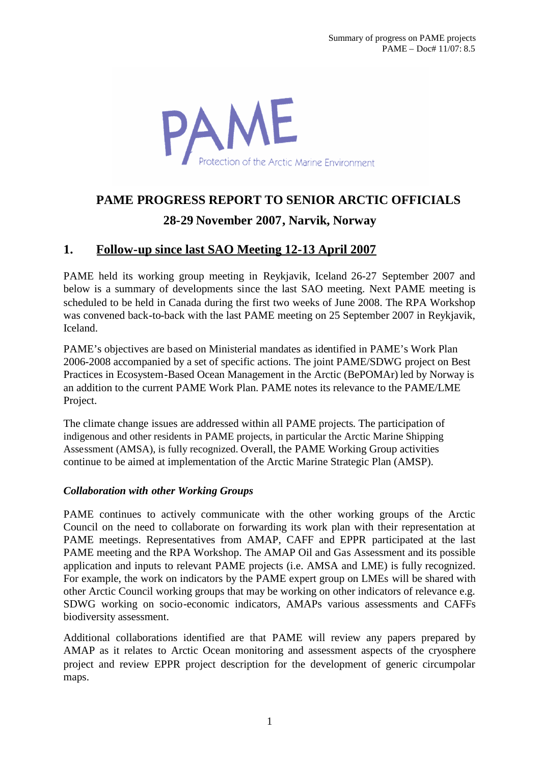Summary of progress on PAME projects
PAME – Doc# 11/07: 8.5

PAME
Protection of the Arctic Marine Environment

# PAME PROGRESS REPORT TO SENIOR ARCTIC OFFICIALS

## 28-29 November 2007, Narvik, Norway

## 1. Follow-up since last SAO Meeting 12-13 April 2007

PAME held its working group meeting in Reykjavik, Iceland 26-27 September 2007 and below is a summary of developments since the last SAO meeting. Next PAME meeting is scheduled to be held in Canada during the first two weeks of June 2008. The RPA Workshop was convened back-to-back with the last PAME meeting on 25 September 2007 in Reykjavik, Iceland.

PAME's objectives are based on Ministerial mandates as identified in PAME's Work Plan 2006-2008 accompanied by a set of specific actions. The joint PAME/SDWG project on Best Practices in Ecosystem-Based Ocean Management in the Arctic (BePOMAr) led by Norway is an addition to the current PAME Work Plan. PAME notes its relevance to the PAME/LME Project.

The climate change issues are addressed within all PAME projects. The participation of indigenous and other residents in PAME projects, in particular the Arctic Marine Shipping Assessment (AMSA), is fully recognized. Overall, the PAME Working Group activities continue to be aimed at implementation of the Arctic Marine Strategic Plan (AMSP).

### *Collaboration with other Working Groups*

PAME continues to actively communicate with the other working groups of the Arctic Council on the need to collaborate on forwarding its work plan with their representation at PAME meetings. Representatives from AMAP, CAFF and EPPR participated at the last PAME meeting and the RPA Workshop. The AMAP Oil and Gas Assessment and its possible application and inputs to relevant PAME projects (i.e. AMSA and LME) is fully recognized. For example, the work on indicators by the PAME expert group on LMEs will be shared with other Arctic Council working groups that may be working on other indicators of relevance e.g. SDWG working on socio-economic indicators, AMAPs various assessments and CAFFs biodiversity assessment.

Additional collaborations identified are that PAME will review any papers prepared by AMAP as it relates to Arctic Ocean monitoring and assessment aspects of the cryosphere project and review EPPR project description for the development of generic circumpolar maps.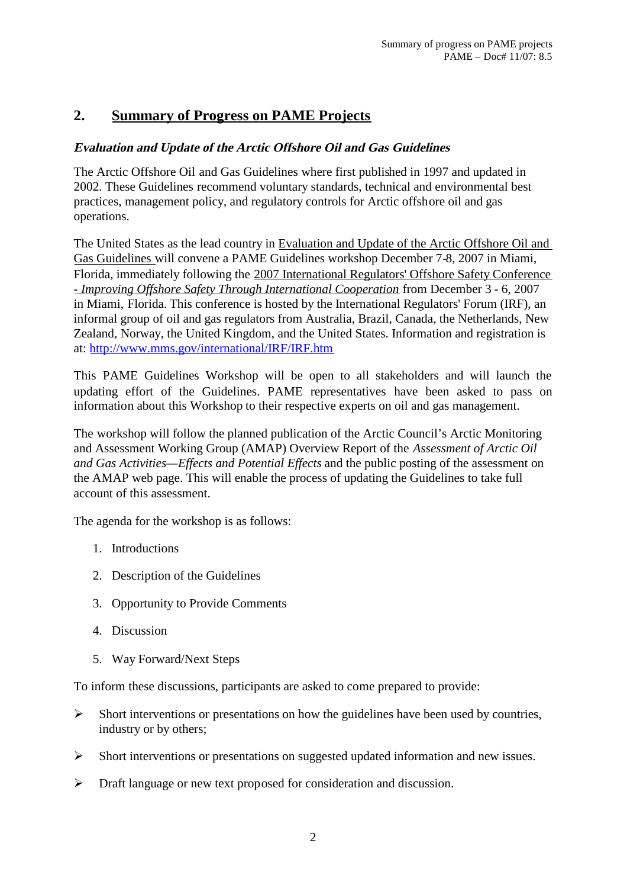## 2. Summary of Progress on PAME Projects

***Evaluation and Update of the Arctic Offshore Oil and Gas Guidelines***

The Arctic Offshore Oil and Gas Guidelines where first published in 1997 and updated in 2002. These Guidelines recommend voluntary standards, technical and environmental best practices, management policy, and regulatory controls for Arctic offshore oil and gas operations.

The United States as the lead country in Evaluation and Update of the Arctic Offshore Oil and Gas Guidelines will convene a PAME Guidelines workshop December 7-8, 2007 in Miami, Florida, immediately following the 2007 International Regulators' Offshore Safety Conference - *Improving Offshore Safety Through International Cooperation* from December 3 - 6, 2007 in Miami, Florida. This conference is hosted by the International Regulators' Forum (IRF), an informal group of oil and gas regulators from Australia, Brazil, Canada, the Netherlands, New Zealand, Norway, the United Kingdom, and the United States. Information and registration is at: http://www.mms.gov/international/IRF/IRF.htm

This PAME Guidelines Workshop will be open to all stakeholders and will launch the updating effort of the Guidelines. PAME representatives have been asked to pass on information about this Workshop to their respective experts on oil and gas management.

The workshop will follow the planned publication of the Arctic Council's Arctic Monitoring and Assessment Working Group (AMAP) Overview Report of the *Assessment of Arctic Oil and Gas Activities—Effects and Potential Effects* and the public posting of the assessment on the AMAP web page. This will enable the process of updating the Guidelines to take full account of this assessment.

The agenda for the workshop is as follows:

1. Introductions
2. Description of the Guidelines
3. Opportunity to Provide Comments
4. Discussion
5. Way Forward/Next Steps

To inform these discussions, participants are asked to come prepared to provide:

- Short interventions or presentations on how the guidelines have been used by countries, industry or by others;
- Short interventions or presentations on suggested updated information and new issues.
- Draft language or new text proposed for consideration and discussion.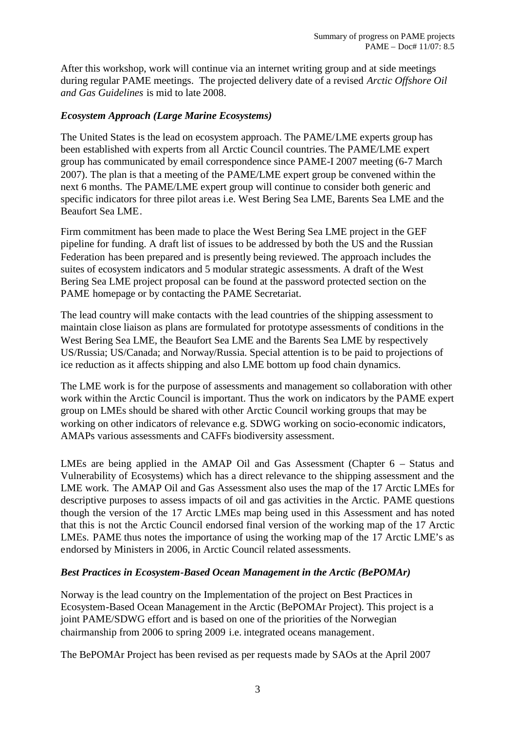After this workshop, work will continue via an internet writing group and at side meetings during regular PAME meetings. The projected delivery date of a revised *Arctic Offshore Oil and Gas Guidelines* is mid to late 2008.

### *Ecosystem Approach (Large Marine Ecosystems)*

The United States is the lead on ecosystem approach. The PAME/LME experts group has been established with experts from all Arctic Council countries. The PAME/LME expert group has communicated by email correspondence since PAME-I 2007 meeting (6-7 March 2007). The plan is that a meeting of the PAME/LME expert group be convened within the next 6 months. The PAME/LME expert group will continue to consider both generic and specific indicators for three pilot areas i.e. West Bering Sea LME, Barents Sea LME and the Beaufort Sea LME.

Firm commitment has been made to place the West Bering Sea LME project in the GEF pipeline for funding. A draft list of issues to be addressed by both the US and the Russian Federation has been prepared and is presently being reviewed. The approach includes the suites of ecosystem indicators and 5 modular strategic assessments. A draft of the West Bering Sea LME project proposal can be found at the password protected section on the PAME homepage or by contacting the PAME Secretariat.

The lead country will make contacts with the lead countries of the shipping assessment to maintain close liaison as plans are formulated for prototype assessments of conditions in the West Bering Sea LME, the Beaufort Sea LME and the Barents Sea LME by respectively US/Russia; US/Canada; and Norway/Russia. Special attention is to be paid to projections of ice reduction as it affects shipping and also LME bottom up food chain dynamics.

The LME work is for the purpose of assessments and management so collaboration with other work within the Arctic Council is important. Thus the work on indicators by the PAME expert group on LMEs should be shared with other Arctic Council working groups that may be working on other indicators of relevance e.g. SDWG working on socio-economic indicators, AMAPs various assessments and CAFFs biodiversity assessment.

LMEs are being applied in the AMAP Oil and Gas Assessment (Chapter 6 – Status and Vulnerability of Ecosystems) which has a direct relevance to the shipping assessment and the LME work. The AMAP Oil and Gas Assessment also uses the map of the 17 Arctic LMEs for descriptive purposes to assess impacts of oil and gas activities in the Arctic. PAME questions though the version of the 17 Arctic LMEs map being used in this Assessment and has noted that this is not the Arctic Council endorsed final version of the working map of the 17 Arctic LMEs. PAME thus notes the importance of using the working map of the 17 Arctic LME's as endorsed by Ministers in 2006, in Arctic Council related assessments.

### *Best Practices in Ecosystem-Based Ocean Management in the Arctic (BePOMAr)*

Norway is the lead country on the Implementation of the project on Best Practices in Ecosystem-Based Ocean Management in the Arctic (BePOMAr Project). This project is a joint PAME/SDWG effort and is based on one of the priorities of the Norwegian chairmanship from 2006 to spring 2009 i.e. integrated oceans management.

The BePOMAr Project has been revised as per requests made by SAOs at the April 2007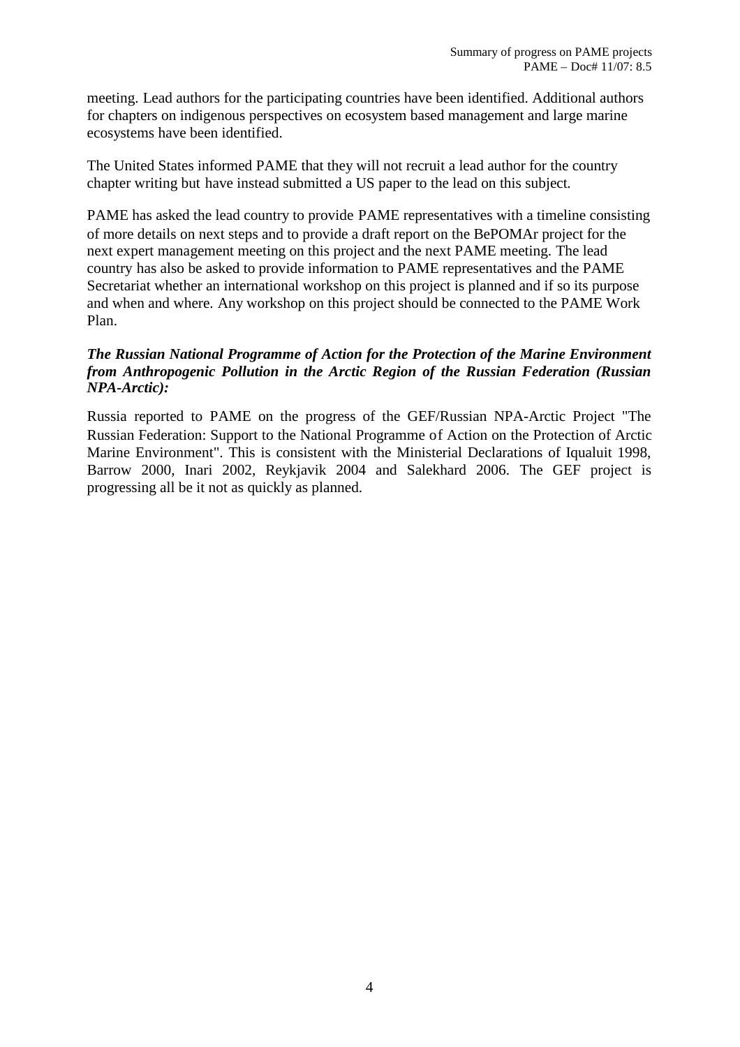meeting. Lead authors for the participating countries have been identified. Additional authors for chapters on indigenous perspectives on ecosystem based management and large marine ecosystems have been identified.

The United States informed PAME that they will not recruit a lead author for the country chapter writing but have instead submitted a US paper to the lead on this subject.

PAME has asked the lead country to provide PAME representatives with a timeline consisting of more details on next steps and to provide a draft report on the BePOMAr project for the next expert management meeting on this project and the next PAME meeting. The lead country has also be asked to provide information to PAME representatives and the PAME Secretariat whether an international workshop on this project is planned and if so its purpose and when and where. Any workshop on this project should be connected to the PAME Work Plan.

***The Russian National Programme of Action for the Protection of the Marine Environment from Anthropogenic Pollution in the Arctic Region of the Russian Federation (Russian NPA-Arctic):***

Russia reported to PAME on the progress of the GEF/Russian NPA-Arctic Project "The Russian Federation: Support to the National Programme of Action on the Protection of Arctic Marine Environment". This is consistent with the Ministerial Declarations of Iqualuit 1998, Barrow 2000, Inari 2002, Reykjavik 2004 and Salekhard 2006. The GEF project is progressing all be it not as quickly as planned.